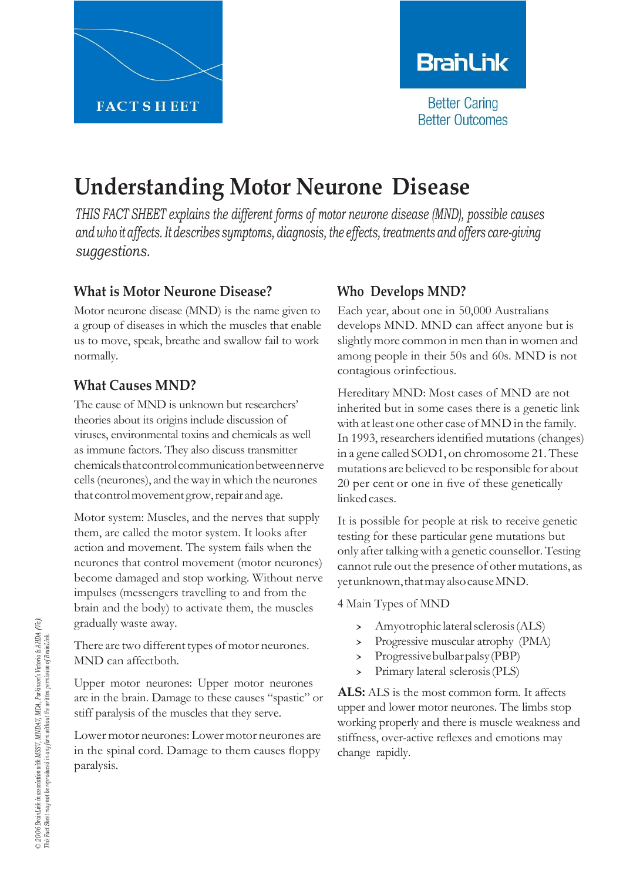FACT SHEET

BrainLink

Better Caring
Better Outcomes

# Understanding Motor Neurone Disease

*THIS FACT SHEET explains the different forms of motor neurone disease (MND), possible causes and who it affects. It describes symptoms, diagnosis, the effects, treatments and offers care-giving suggestions.*

## What is Motor Neurone Disease?

Motor neurone disease (MND) is the name given to a group of diseases in which the muscles that enable us to move, speak, breathe and swallow fail to work normally.

## What Causes MND?

The cause of MND is unknown but researchers' theories about its origins include discussion of viruses, environmental toxins and chemicals as well as immune factors. They also discuss transmitter chemicals that control communication between nerve cells (neurones), and the way in which the neurones that control movement grow, repair and age.

Motor system: Muscles, and the nerves that supply them, are called the motor system. It looks after action and movement. The system fails when the neurones that control movement (motor neurones) become damaged and stop working. Without nerve impulses (messengers travelling to and from the brain and the body) to activate them, the muscles gradually waste away.

There are two different types of motor neurones. MND can affect both.

Upper motor neurones: Upper motor neurones are in the brain. Damage to these causes "spastic" or stiff paralysis of the muscles that they serve.

Lower motor neurones: Lower motor neurones are in the spinal cord. Damage to them causes floppy paralysis.

## Who Develops MND?

Each year, about one in 50,000 Australians develops MND. MND can affect anyone but is slightly more common in men than in women and among people in their 50s and 60s. MND is not contagious or infectious.

Hereditary MND: Most cases of MND are not inherited but in some cases there is a genetic link with at least one other case of MND in the family. In 1993, researchers identified mutations (changes) in a gene called SOD1, on chromosome 21. These mutations are believed to be responsible for about 20 per cent or one in five of these genetically linked cases.

It is possible for people at risk to receive genetic testing for these particular gene mutations but only after talking with a genetic counsellor. Testing cannot rule out the presence of other mutations, as yet unknown, that may also cause MND.

4 Main Types of MND

- Amyotrophic lateral sclerosis (ALS)
- Progressive muscular atrophy (PMA)
- Progressive bulbar palsy (PBP)
- Primary lateral sclerosis (PLS)

**ALS:** ALS is the most common form. It affects upper and lower motor neurones. The limbs stop working properly and there is muscle weakness and stiffness, over-active reflexes and emotions may change rapidly.

© 2006 BrainLink in association with MSSV, MNDAV, MDA, Parkinson's Victoria & AHDA (Vic). This Fact Sheet may not be reproduced in any form without the written permission of BrainLink.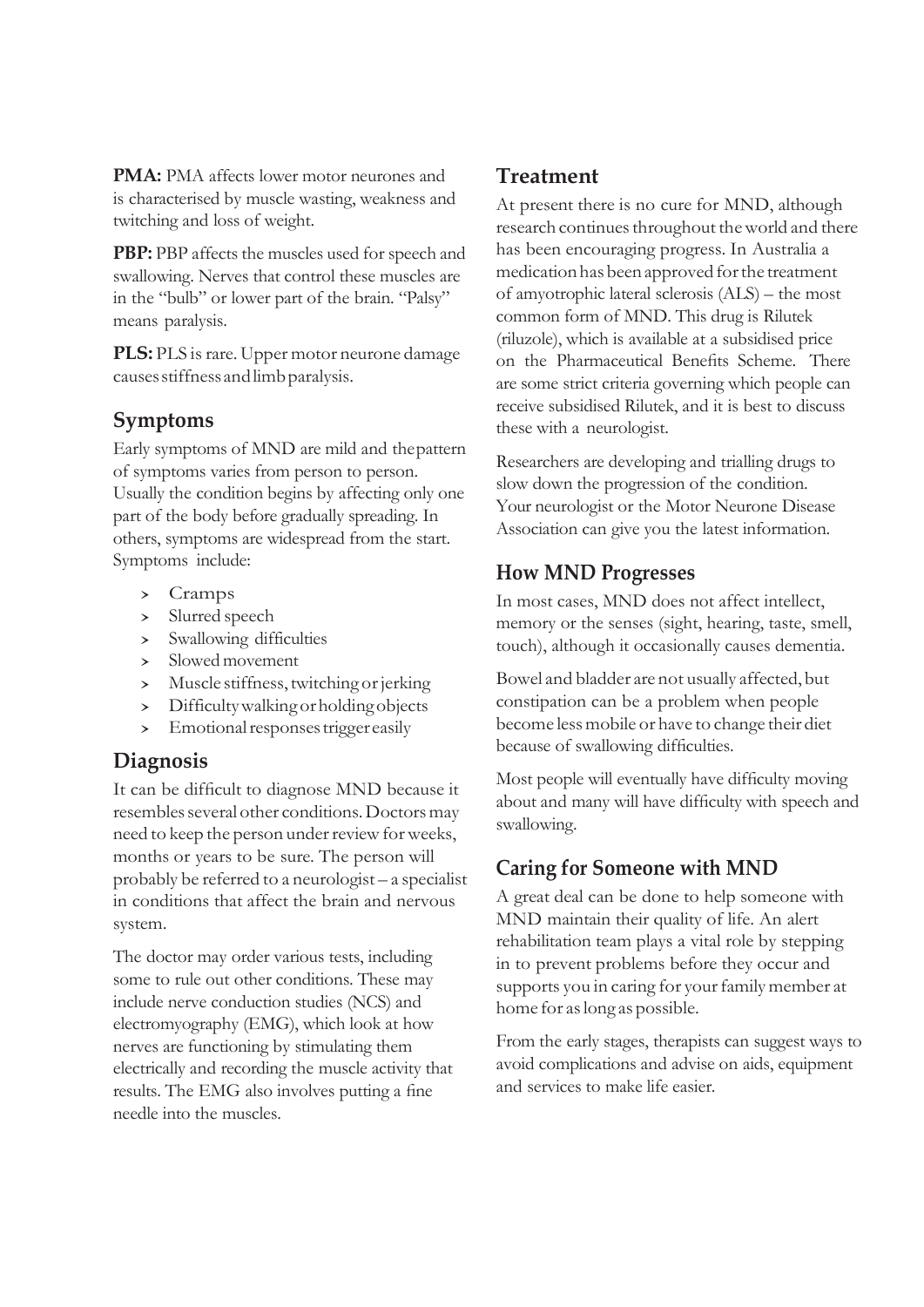**PMA:** PMA affects lower motor neurones and is characterised by muscle wasting, weakness and twitching and loss of weight.

**PBP:** PBP affects the muscles used for speech and swallowing. Nerves that control these muscles are in the "bulb" or lower part of the brain. "Palsy" means paralysis.

**PLS:** PLS is rare. Upper motor neurone damage causes stiffness and limb paralysis.

## Symptoms

Early symptoms of MND are mild and the pattern of symptoms varies from person to person. Usually the condition begins by affecting only one part of the body before gradually spreading. In others, symptoms are widespread from the start. Symptoms include:

- Cramps
- Slurred speech
- Swallowing difficulties
- Slowed movement
- Muscle stiffness, twitching or jerking
- Difficulty walking or holding objects
- Emotional responses trigger easily

## Diagnosis

It can be difficult to diagnose MND because it resembles several other conditions. Doctors may need to keep the person under review for weeks, months or years to be sure. The person will probably be referred to a neurologist – a specialist in conditions that affect the brain and nervous system.

The doctor may order various tests, including some to rule out other conditions. These may include nerve conduction studies (NCS) and electromyography (EMG), which look at how nerves are functioning by stimulating them electrically and recording the muscle activity that results. The EMG also involves putting a fine needle into the muscles.

## Treatment

At present there is no cure for MND, although research continues throughout the world and there has been encouraging progress. In Australia a medication has been approved for the treatment of amyotrophic lateral sclerosis (ALS) – the most common form of MND. This drug is Rilutek (riluzole), which is available at a subsidised price on the Pharmaceutical Benefits Scheme. There are some strict criteria governing which people can receive subsidised Rilutek, and it is best to discuss these with a neurologist.

Researchers are developing and trialling drugs to slow down the progression of the condition. Your neurologist or the Motor Neurone Disease Association can give you the latest information.

## How MND Progresses

In most cases, MND does not affect intellect, memory or the senses (sight, hearing, taste, smell, touch), although it occasionally causes dementia.

Bowel and bladder are not usually affected, but constipation can be a problem when people become less mobile or have to change their diet because of swallowing difficulties.

Most people will eventually have difficulty moving about and many will have difficulty with speech and swallowing.

## Caring for Someone with MND

A great deal can be done to help someone with MND maintain their quality of life. An alert rehabilitation team plays a vital role by stepping in to prevent problems before they occur and supports you in caring for your family member at home for as long as possible.

From the early stages, therapists can suggest ways to avoid complications and advise on aids, equipment and services to make life easier.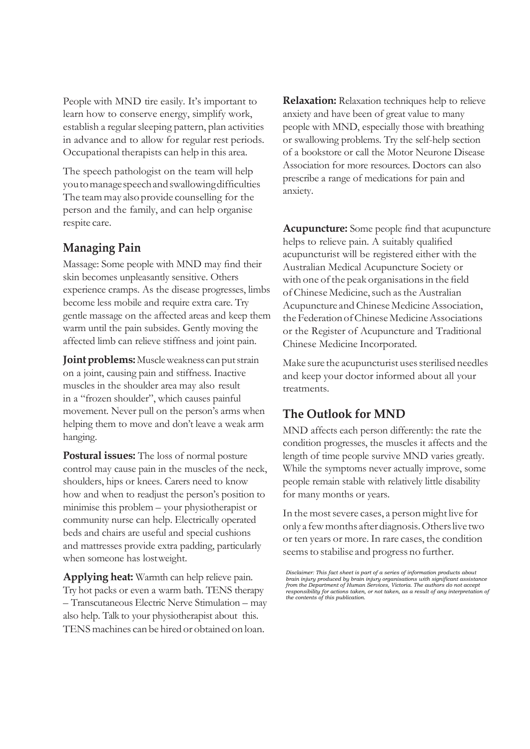People with MND tire easily. It's important to learn how to conserve energy, simplify work, establish a regular sleeping pattern, plan activities in advance and to allow for regular rest periods. Occupational therapists can help in this area.

The speech pathologist on the team will help you to manage speech and swallowing difficulties The team may also provide counselling for the person and the family, and can help organise respite care.

## Managing Pain

Massage: Some people with MND may find their skin becomes unpleasantly sensitive. Others experience cramps. As the disease progresses, limbs become less mobile and require extra care. Try gentle massage on the affected areas and keep them warm until the pain subsides. Gently moving the affected limb can relieve stiffness and joint pain.

**Joint problems:** Muscle weakness can put strain on a joint, causing pain and stiffness. Inactive muscles in the shoulder area may also result in a "frozen shoulder", which causes painful movement. Never pull on the person's arms when helping them to move and don't leave a weak arm hanging.

**Postural issues:** The loss of normal posture control may cause pain in the muscles of the neck, shoulders, hips or knees. Carers need to know how and when to readjust the person's position to minimise this problem – your physiotherapist or community nurse can help. Electrically operated beds and chairs are useful and special cushions and mattresses provide extra padding, particularly when someone has lost weight.

**Applying heat:** Warmth can help relieve pain. Try hot packs or even a warm bath. TENS therapy – Transcutaneous Electric Nerve Stimulation – may also help. Talk to your physiotherapist about this. TENS machines can be hired or obtained on loan.

**Relaxation:** Relaxation techniques help to relieve anxiety and have been of great value to many people with MND, especially those with breathing or swallowing problems. Try the self-help section of a bookstore or call the Motor Neurone Disease Association for more resources. Doctors can also prescribe a range of medications for pain and anxiety.

**Acupuncture:** Some people find that acupuncture helps to relieve pain. A suitably qualified acupuncturist will be registered either with the Australian Medical Acupuncture Society or with one of the peak organisations in the field of Chinese Medicine, such as the Australian Acupuncture and Chinese Medicine Association, the Federation of Chinese Medicine Associations or the Register of Acupuncture and Traditional Chinese Medicine Incorporated.

Make sure the acupuncturist uses sterilised needles and keep your doctor informed about all your treatments.

## The Outlook for MND

MND affects each person differently: the rate the condition progresses, the muscles it affects and the length of time people survive MND varies greatly. While the symptoms never actually improve, some people remain stable with relatively little disability for many months or years.

In the most severe cases, a person might live for only a few months after diagnosis. Others live two or ten years or more. In rare cases, the condition seems to stabilise and progress no further.

*Disclaimer: This fact sheet is part of a series of information products about brain injury produced by brain injury organisations with significant assistance from the Department of Human Services, Victoria. The authors do not accept responsibility for actions taken, or not taken, as a result of any interpretation of the contents of this publication.*